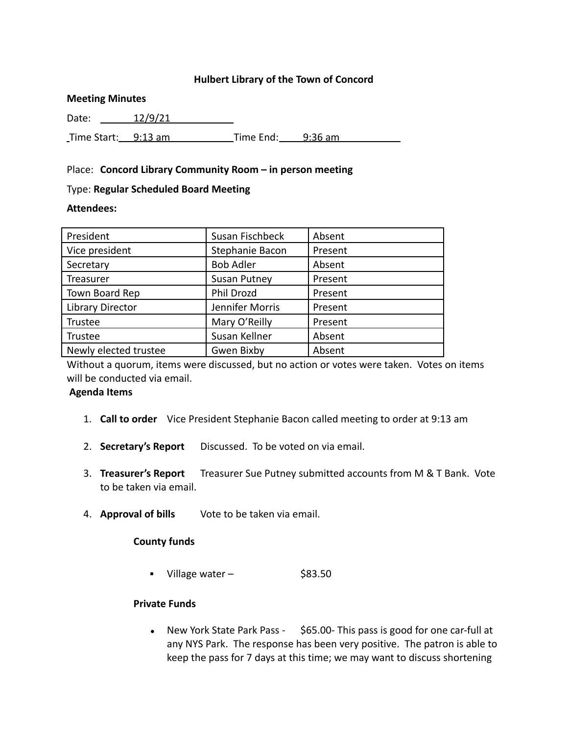**Hulbert Library of the Town of Concord**

**Meeting Minutes**

Date: 12/9/21

Time Start: 9:13 am Time End: 9:36 am

Place: **Concord Library Community Room – in person meeting**

Type: **Regular Scheduled Board Meeting**

**Attendees:**

| | | |
|---|---|---|
| President | Susan Fischbeck | Absent |
| Vice president | Stephanie Bacon | Present |
| Secretary | Bob Adler | Absent |
| Treasurer | Susan Putney | Present |
| Town Board Rep | Phil Drozd | Present |
| Library Director | Jennifer Morris | Present |
| Trustee | Mary O'Reilly | Present |
| Trustee | Susan Kellner | Absent |
| Newly elected trustee | Gwen Bixby | Absent |

Without a quorum, items were discussed, but no action or votes were taken. Votes on items will be conducted via email.

**Agenda Items**

1. **Call to order** Vice President Stephanie Bacon called meeting to order at 9:13 am
2. **Secretary's Report** Discussed. To be voted on via email.
3. **Treasurer's Report** Treasurer Sue Putney submitted accounts from M & T Bank. Vote to be taken via email.
4. **Approval of bills** Vote to be taken via email.

   **County funds**

   - Village water – $83.50

   **Private Funds**

   - New York State Park Pass - $65.00- This pass is good for one car-full at any NYS Park. The response has been very positive. The patron is able to keep the pass for 7 days at this time; we may want to discuss shortening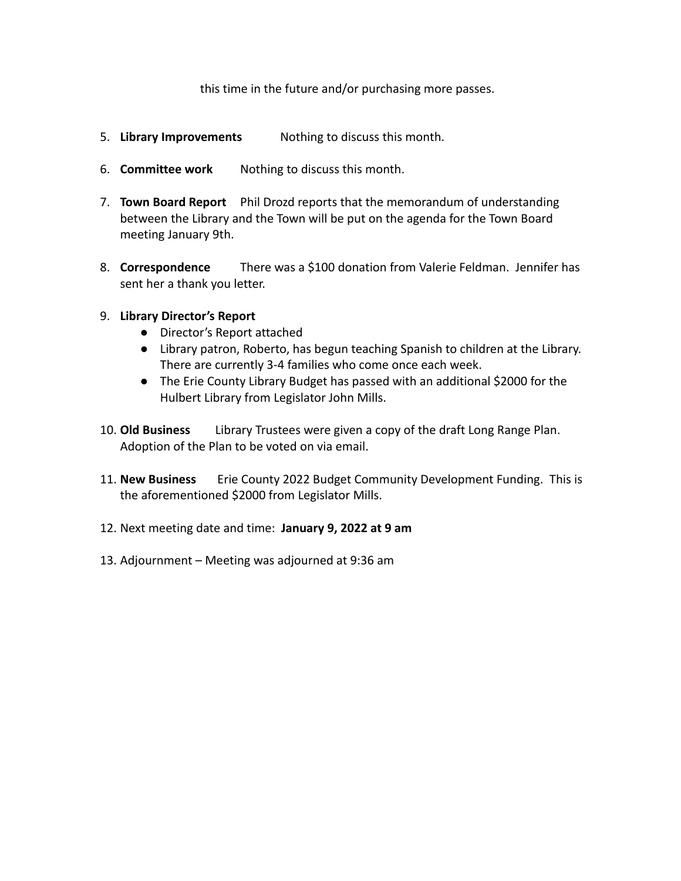this time in the future and/or purchasing more passes.

5. **Library Improvements** Nothing to discuss this month.

6. **Committee work** Nothing to discuss this month.

7. **Town Board Report** Phil Drozd reports that the memorandum of understanding between the Library and the Town will be put on the agenda for the Town Board meeting January 9th.

8. **Correspondence** There was a $100 donation from Valerie Feldman. Jennifer has sent her a thank you letter.

9. **Library Director's Report**
   - Director's Report attached
   - Library patron, Roberto, has begun teaching Spanish to children at the Library. There are currently 3-4 families who come once each week.
   - The Erie County Library Budget has passed with an additional $2000 for the Hulbert Library from Legislator John Mills.

10. **Old Business** Library Trustees were given a copy of the draft Long Range Plan. Adoption of the Plan to be voted on via email.

11. **New Business** Erie County 2022 Budget Community Development Funding. This is the aforementioned $2000 from Legislator Mills.

12. Next meeting date and time: **January 9, 2022 at 9 am**

13. Adjournment – Meeting was adjourned at 9:36 am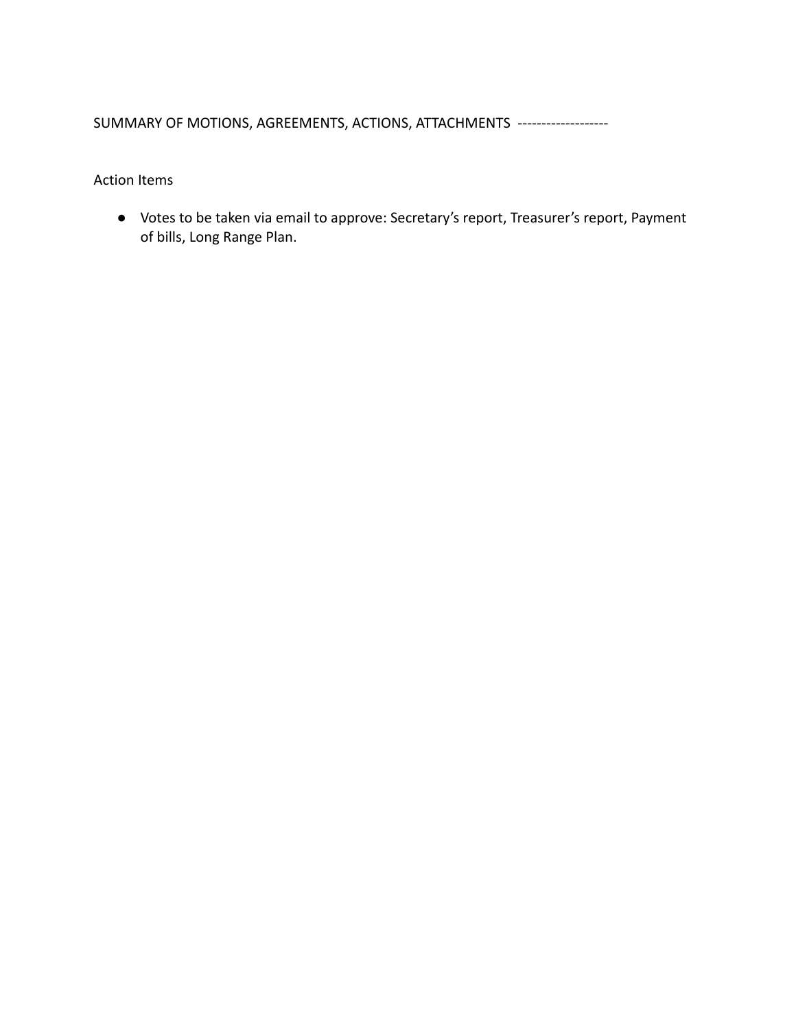SUMMARY OF MOTIONS, AGREEMENTS, ACTIONS, ATTACHMENTS -------------------

Action Items

- Votes to be taken via email to approve: Secretary's report, Treasurer's report, Payment of bills, Long Range Plan.